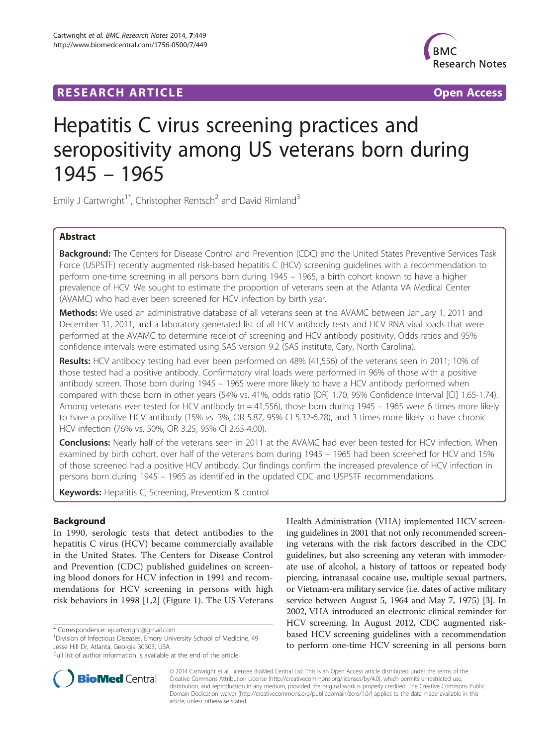RESEARCH ARTICLE Open Access

# Hepatitis C virus screening practices and seropositivity among US veterans born during 1945 – 1965

Emily J Cartwright[1*], Christopher Rentsch[2] and David Rimland[3]

## Abstract

**Background:** The Centers for Disease Control and Prevention (CDC) and the United States Preventive Services Task Force (USPSTF) recently augmented risk-based hepatitis C (HCV) screening guidelines with a recommendation to perform one-time screening in all persons born during 1945 – 1965, a birth cohort known to have a higher prevalence of HCV. We sought to estimate the proportion of veterans seen at the Atlanta VA Medical Center (AVAMC) who had ever been screened for HCV infection by birth year.

**Methods:** We used an administrative database of all veterans seen at the AVAMC between January 1, 2011 and December 31, 2011, and a laboratory generated list of all HCV antibody tests and HCV RNA viral loads that were performed at the AVAMC to determine receipt of screening and HCV antibody positivity. Odds ratios and 95% confidence intervals were estimated using SAS version 9.2 (SAS institute, Cary, North Carolina).

**Results:** HCV antibody testing had ever been performed on 48% (41,556) of the veterans seen in 2011; 10% of those tested had a positive antibody. Confirmatory viral loads were performed in 96% of those with a positive antibody screen. Those born during 1945 – 1965 were more likely to have a HCV antibody performed when compared with those born in other years (54% vs. 41%, odds ratio [OR] 1.70, 95% Confidence Interval [CI] 1.65-1.74). Among veterans ever tested for HCV antibody (n = 41,556), those born during 1945 – 1965 were 6 times more likely to have a positive HCV antibody (15% vs. 3%, OR 5.87, 95% CI 5.32-6.78), and 3 times more likely to have chronic HCV infection (76% vs. 50%, OR 3.25, 95% CI 2.65-4.00).

**Conclusions:** Nearly half of the veterans seen in 2011 at the AVAMC had ever been tested for HCV infection. When examined by birth cohort, over half of the veterans born during 1945 – 1965 had been screened for HCV and 15% of those screened had a positive HCV antibody. Our findings confirm the increased prevalence of HCV infection in persons born during 1945 – 1965 as identified in the updated CDC and USPSTF recommendations.

**Keywords:** Hepatitis C, Screening, Prevention & control

## Background

In 1990, serologic tests that detect antibodies to the hepatitis C virus (HCV) became commercially available in the United States. The Centers for Disease Control and Prevention (CDC) published guidelines on screening blood donors for HCV infection in 1991 and recommendations for HCV screening in persons with high risk behaviors in 1998 [1,2] (Figure 1). The US Veterans Health Administration (VHA) implemented HCV screening guidelines in 2001 that not only recommended screening veterans with the risk factors described in the CDC guidelines, but also screening any veteran with immoderate use of alcohol, a history of tattoos or repeated body piercing, intranasal cocaine use, multiple sexual partners, or Vietnam-era military service (i.e. dates of active military service between August 5, 1964 and May 7, 1975) [3]. In 2002, VHA introduced an electronic clinical reminder for HCV screening. In August 2012, CDC augmented risk-based HCV screening guidelines with a recommendation to perform one-time HCV screening in all persons born

\* Correspondence: ejcartwright@gmail.com
[1]Division of Infectious Diseases, Emory University School of Medicine, 49 Jesse Hill Dr, Atlanta, Georgia 30303, USA
Full list of author information is available at the end of the article

© 2014 Cartwright et al.; licensee BioMed Central Ltd. This is an Open Access article distributed under the terms of the Creative Commons Attribution License (http://creativecommons.org/licenses/by/4.0), which permits unrestricted use, distribution, and reproduction in any medium, provided the original work is properly credited. The Creative Commons Public Domain Dedication waiver (http://creativecommons.org/publicdomain/zero/1.0/) applies to the data made available in this article, unless otherwise stated.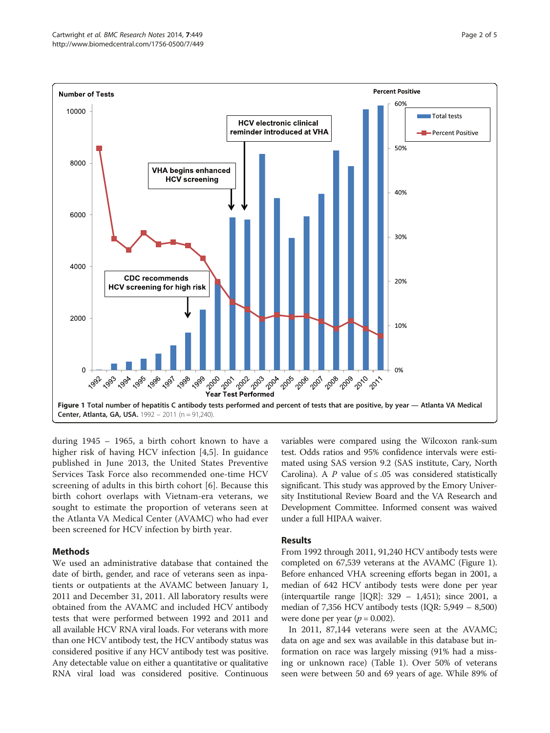**Figure 1 Total number of hepatitis C antibody tests performed and percent of tests that are positive, by year — Atlanta VA Medical Center, Atlanta, GA, USA.** 1992 – 2011 (n = 91,240).

during 1945 – 1965, a birth cohort known to have a higher risk of having HCV infection [4,5]. In guidance published in June 2013, the United States Preventive Services Task Force also recommended one-time HCV screening of adults in this birth cohort [6]. Because this birth cohort overlaps with Vietnam-era veterans, we sought to estimate the proportion of veterans seen at the Atlanta VA Medical Center (AVAMC) who had ever been screened for HCV infection by birth year.

## Methods

We used an administrative database that contained the date of birth, gender, and race of veterans seen as inpatients or outpatients at the AVAMC between January 1, 2011 and December 31, 2011. All laboratory results were obtained from the AVAMC and included HCV antibody tests that were performed between 1992 and 2011 and all available HCV RNA viral loads. For veterans with more than one HCV antibody test, the HCV antibody status was considered positive if any HCV antibody test was positive. Any detectable value on either a quantitative or qualitative RNA viral load was considered positive. Continuous variables were compared using the Wilcoxon rank-sum test. Odds ratios and 95% confidence intervals were estimated using SAS version 9.2 (SAS institute, Cary, North Carolina). A *P* value of $\leq .05$ was considered statistically significant. This study was approved by the Emory University Institutional Review Board and the VA Research and Development Committee. Informed consent was waived under a full HIPAA waiver.

## Results

From 1992 through 2011, 91,240 HCV antibody tests were completed on 67,539 veterans at the AVAMC (Figure 1). Before enhanced VHA screening efforts began in 2001, a median of 642 HCV antibody tests were done per year (interquartile range [IQR]: 329 – 1,451); since 2001, a median of 7,356 HCV antibody tests (IQR: 5,949 – 8,500) were done per year ($p = 0.002$).

In 2011, 87,144 veterans were seen at the AVAMC; data on age and sex was available in this database but information on race was largely missing (91% had a missing or unknown race) (Table 1). Over 50% of veterans seen were between 50 and 69 years of age. While 89% of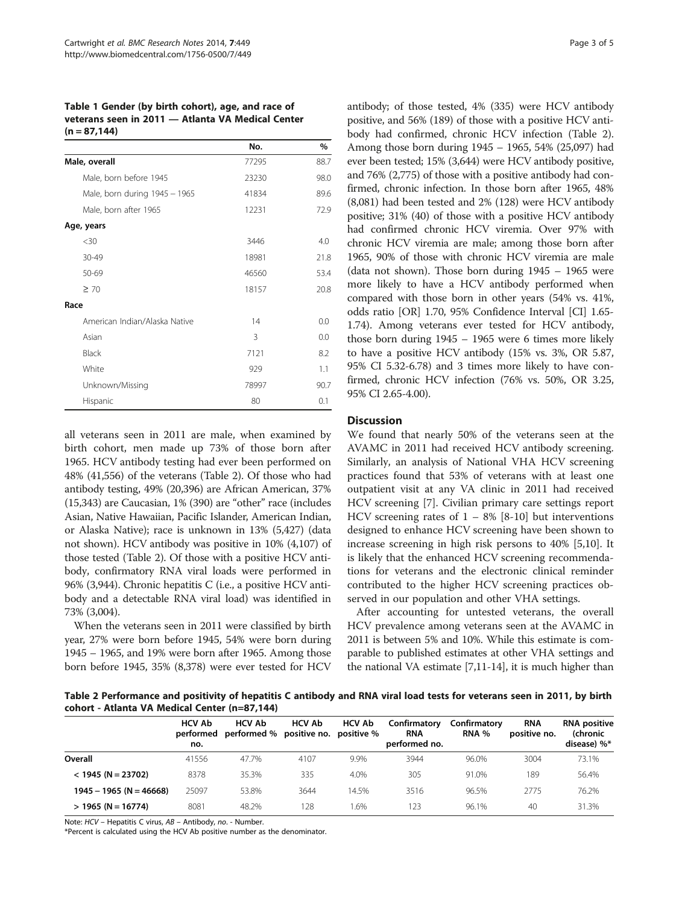**Table 1 Gender (by birth cohort), age, and race of veterans seen in 2011 — Atlanta VA Medical Center (n = 87,144)**

| | No. | % |
|---|---|---|
| **Male, overall** | 77295 | 88.7 |
| Male, born before 1945 | 23230 | 98.0 |
| Male, born during 1945 – 1965 | 41834 | 89.6 |
| Male, born after 1965 | 12231 | 72.9 |
| **Age, years** | | |
| <30 | 3446 | 4.0 |
| 30-49 | 18981 | 21.8 |
| 50-69 | 46560 | 53.4 |
| ≥ 70 | 18157 | 20.8 |
| **Race** | | |
| American Indian/Alaska Native | 14 | 0.0 |
| Asian | 3 | 0.0 |
| Black | 7121 | 8.2 |
| White | 929 | 1.1 |
| Unknown/Missing | 78997 | 90.7 |
| Hispanic | 80 | 0.1 |

all veterans seen in 2011 are male, when examined by birth cohort, men made up 73% of those born after 1965. HCV antibody testing had ever been performed on 48% (41,556) of the veterans (Table 2). Of those who had antibody testing, 49% (20,396) are African American, 37% (15,343) are Caucasian, 1% (390) are "other" race (includes Asian, Native Hawaiian, Pacific Islander, American Indian, or Alaska Native); race is unknown in 13% (5,427) (data not shown). HCV antibody was positive in 10% (4,107) of those tested (Table 2). Of those with a positive HCV antibody, confirmatory RNA viral loads were performed in 96% (3,944). Chronic hepatitis C (i.e., a positive HCV antibody and a detectable RNA viral load) was identified in 73% (3,004).

When the veterans seen in 2011 were classified by birth year, 27% were born before 1945, 54% were born during 1945 – 1965, and 19% were born after 1965. Among those born before 1945, 35% (8,378) were ever tested for HCV antibody; of those tested, 4% (335) were HCV antibody positive, and 56% (189) of those with a positive HCV antibody had confirmed, chronic HCV infection (Table 2). Among those born during 1945 – 1965, 54% (25,097) had ever been tested; 15% (3,644) were HCV antibody positive, and 76% (2,775) of those with a positive antibody had confirmed, chronic infection. In those born after 1965, 48% (8,081) had been tested and 2% (128) were HCV antibody positive; 31% (40) of those with a positive HCV antibody had confirmed chronic HCV viremia. Over 97% with chronic HCV viremia are male; among those born after 1965, 90% of those with chronic HCV viremia are male (data not shown). Those born during 1945 – 1965 were more likely to have a HCV antibody performed when compared with those born in other years (54% vs. 41%, odds ratio [OR] 1.70, 95% Confidence Interval [CI] 1.65-1.74). Among veterans ever tested for HCV antibody, those born during 1945 – 1965 were 6 times more likely to have a positive HCV antibody (15% vs. 3%, OR 5.87, 95% CI 5.32-6.78) and 3 times more likely to have confirmed, chronic HCV infection (76% vs. 50%, OR 3.25, 95% CI 2.65-4.00).

## Discussion

We found that nearly 50% of the veterans seen at the AVAMC in 2011 had received HCV antibody screening. Similarly, an analysis of National VHA HCV screening practices found that 53% of veterans with at least one outpatient visit at any VA clinic in 2011 had received HCV screening [7]. Civilian primary care settings report HCV screening rates of 1 – 8% [8-10] but interventions designed to enhance HCV screening have been shown to increase screening in high risk persons to 40% [5,10]. It is likely that the enhanced HCV screening recommendations for veterans and the electronic clinical reminder contributed to the higher HCV screening practices observed in our population and other VHA settings.

After accounting for untested veterans, the overall HCV prevalence among veterans seen at the AVAMC in 2011 is between 5% and 10%. While this estimate is comparable to published estimates at other VHA settings and the national VA estimate [7,11-14], it is much higher than

**Table 2 Performance and positivity of hepatitis C antibody and RNA viral load tests for veterans seen in 2011, by birth cohort - Atlanta VA Medical Center (n=87,144)**

| | HCV Ab performed no. | HCV Ab performed % | HCV Ab positive no. | HCV Ab positive % | Confirmatory RNA performed no. | Confirmatory RNA % | RNA positive no. | RNA positive (chronic disease) %* |
|---|---|---|---|---|---|---|---|---|
| **Overall** | 41556 | 47.7% | 4107 | 9.9% | 3944 | 96.0% | 3004 | 73.1% |
| **< 1945 (N = 23702)** | 8378 | 35.3% | 335 | 4.0% | 305 | 91.0% | 189 | 56.4% |
| **1945 – 1965 (N = 46668)** | 25097 | 53.8% | 3644 | 14.5% | 3516 | 96.5% | 2775 | 76.2% |
| **> 1965 (N = 16774)** | 8081 | 48.2% | 128 | 1.6% | 123 | 96.1% | 40 | 31.3% |

Note: *HCV* – Hepatitis C virus, *AB* – Antibody, *no.* - Number.

*Percent is calculated using the HCV Ab positive number as the denominator.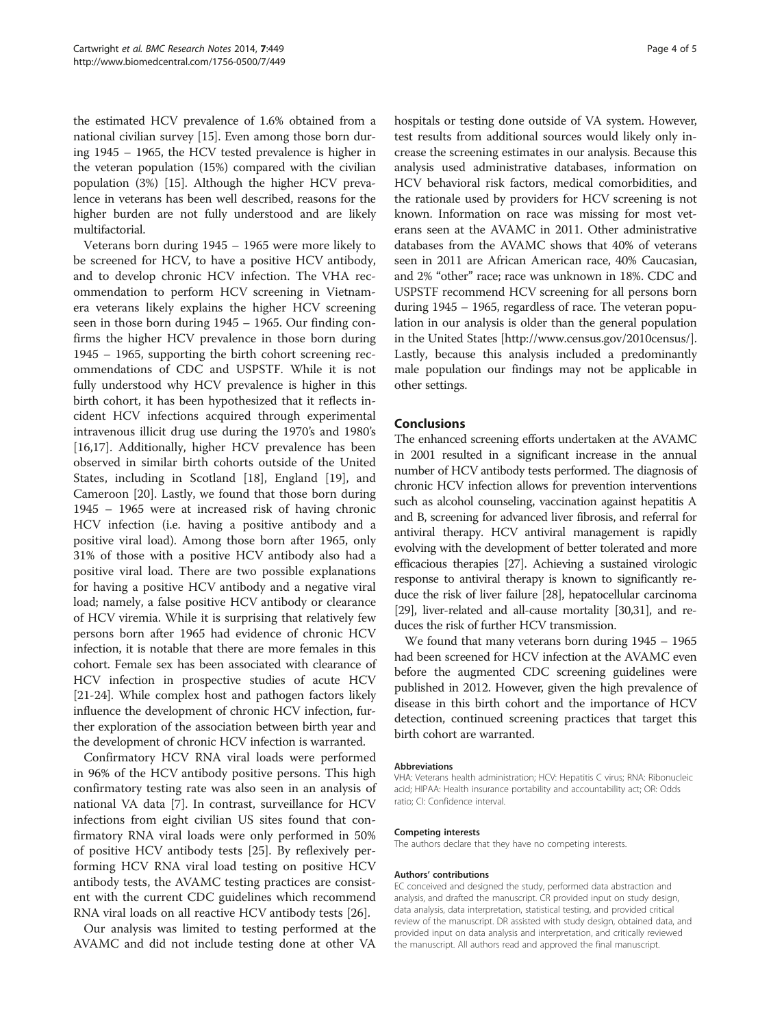the estimated HCV prevalence of 1.6% obtained from a national civilian survey [15]. Even among those born during 1945 – 1965, the HCV tested prevalence is higher in the veteran population (15%) compared with the civilian population (3%) [15]. Although the higher HCV prevalence in veterans has been well described, reasons for the higher burden are not fully understood and are likely multifactorial.

Veterans born during 1945 – 1965 were more likely to be screened for HCV, to have a positive HCV antibody, and to develop chronic HCV infection. The VHA recommendation to perform HCV screening in Vietnam-era veterans likely explains the higher HCV screening seen in those born during 1945 – 1965. Our finding confirms the higher HCV prevalence in those born during 1945 – 1965, supporting the birth cohort screening recommendations of CDC and USPSTF. While it is not fully understood why HCV prevalence is higher in this birth cohort, it has been hypothesized that it reflects incident HCV infections acquired through experimental intravenous illicit drug use during the 1970's and 1980's [16,17]. Additionally, higher HCV prevalence has been observed in similar birth cohorts outside of the United States, including in Scotland [18], England [19], and Cameroon [20]. Lastly, we found that those born during 1945 – 1965 were at increased risk of having chronic HCV infection (i.e. having a positive antibody and a positive viral load). Among those born after 1965, only 31% of those with a positive HCV antibody also had a positive viral load. There are two possible explanations for having a positive HCV antibody and a negative viral load; namely, a false positive HCV antibody or clearance of HCV viremia. While it is surprising that relatively few persons born after 1965 had evidence of chronic HCV infection, it is notable that there are more females in this cohort. Female sex has been associated with clearance of HCV infection in prospective studies of acute HCV [21-24]. While complex host and pathogen factors likely influence the development of chronic HCV infection, further exploration of the association between birth year and the development of chronic HCV infection is warranted.

Confirmatory HCV RNA viral loads were performed in 96% of the HCV antibody positive persons. This high confirmatory testing rate was also seen in an analysis of national VA data [7]. In contrast, surveillance for HCV infections from eight civilian US sites found that confirmatory RNA viral loads were only performed in 50% of positive HCV antibody tests [25]. By reflexively performing HCV RNA viral load testing on positive HCV antibody tests, the AVAMC testing practices are consistent with the current CDC guidelines which recommend RNA viral loads on all reactive HCV antibody tests [26].

Our analysis was limited to testing performed at the AVAMC and did not include testing done at other VA hospitals or testing done outside of VA system. However, test results from additional sources would likely only increase the screening estimates in our analysis. Because this analysis used administrative databases, information on HCV behavioral risk factors, medical comorbidities, and the rationale used by providers for HCV screening is not known. Information on race was missing for most veterans seen at the AVAMC in 2011. Other administrative databases from the AVAMC shows that 40% of veterans seen in 2011 are African American race, 40% Caucasian, and 2% "other" race; race was unknown in 18%. CDC and USPSTF recommend HCV screening for all persons born during 1945 – 1965, regardless of race. The veteran population in our analysis is older than the general population in the United States [http://www.census.gov/2010census/]. Lastly, because this analysis included a predominantly male population our findings may not be applicable in other settings.

## Conclusions

The enhanced screening efforts undertaken at the AVAMC in 2001 resulted in a significant increase in the annual number of HCV antibody tests performed. The diagnosis of chronic HCV infection allows for prevention interventions such as alcohol counseling, vaccination against hepatitis A and B, screening for advanced liver fibrosis, and referral for antiviral therapy. HCV antiviral management is rapidly evolving with the development of better tolerated and more efficacious therapies [27]. Achieving a sustained virologic response to antiviral therapy is known to significantly reduce the risk of liver failure [28], hepatocellular carcinoma [29], liver-related and all-cause mortality [30,31], and reduces the risk of further HCV transmission.

We found that many veterans born during 1945 – 1965 had been screened for HCV infection at the AVAMC even before the augmented CDC screening guidelines were published in 2012. However, given the high prevalence of disease in this birth cohort and the importance of HCV detection, continued screening practices that target this birth cohort are warranted.

#### Abbreviations

VHA: Veterans health administration; HCV: Hepatitis C virus; RNA: Ribonucleic acid; HIPAA: Health insurance portability and accountability act; OR: Odds ratio; CI: Confidence interval.

#### Competing interests

The authors declare that they have no competing interests.

#### Authors' contributions

EC conceived and designed the study, performed data abstraction and analysis, and drafted the manuscript. CR provided input on study design, data analysis, data interpretation, statistical testing, and provided critical review of the manuscript. DR assisted with study design, obtained data, and provided input on data analysis and interpretation, and critically reviewed the manuscript. All authors read and approved the final manuscript.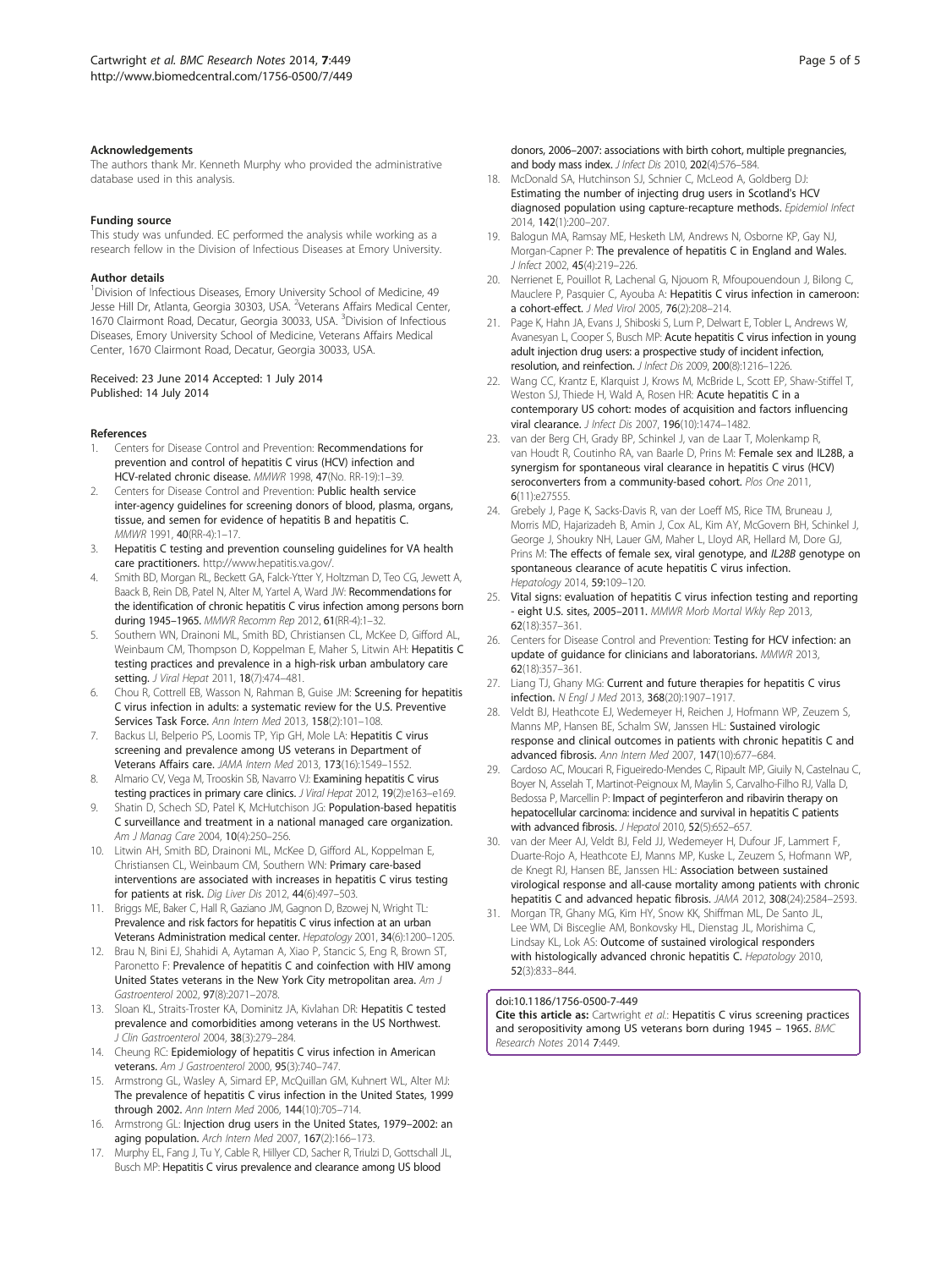## Acknowledgements

The authors thank Mr. Kenneth Murphy who provided the administrative database used in this analysis.

## Funding source

This study was unfunded. EC performed the analysis while working as a research fellow in the Division of Infectious Diseases at Emory University.

## Author details

[1]Division of Infectious Diseases, Emory University School of Medicine, 49 Jesse Hill Dr, Atlanta, Georgia 30303, USA. [2]Veterans Affairs Medical Center, 1670 Clairmont Road, Decatur, Georgia 30033, USA. [3]Division of Infectious Diseases, Emory University School of Medicine, Veterans Affairs Medical Center, 1670 Clairmont Road, Decatur, Georgia 30033, USA.

Received: 23 June 2014 Accepted: 1 July 2014
Published: 14 July 2014

## References

1. Centers for Disease Control and Prevention: **Recommendations for prevention and control of hepatitis C virus (HCV) infection and HCV-related chronic disease.** *MMWR* 1998, **47**(No. RR-19):1–39.
2. Centers for Disease Control and Prevention: **Public health service inter-agency guidelines for screening donors of blood, plasma, organs, tissue, and semen for evidence of hepatitis B and hepatitis C.** *MMWR* 1991, **40**(RR-4):1–17.
3. **Hepatitis C testing and prevention counseling guidelines for VA health care practitioners.** http://www.hepatitis.va.gov/.
4. Smith BD, Morgan RL, Beckett GA, Falck-Ytter Y, Holtzman D, Teo CG, Jewett A, Baack B, Rein DB, Patel N, Alter M, Yartel A, Ward JW: **Recommendations for the identification of chronic hepatitis C virus infection among persons born during 1945–1965.** *MMWR Recomm Rep* 2012, **61**(RR-4):1–32.
5. Southern WN, Drainoni ML, Smith BD, Christiansen CL, McKee D, Gifford AL, Weinbaum CM, Thompson D, Koppelman E, Maher S, Litwin AH: **Hepatitis C testing practices and prevalence in a high-risk urban ambulatory care setting.** *J Viral Hepat* 2011, **18**(7):474–481.
6. Chou R, Cottrell EB, Wasson N, Rahman B, Guise JM: **Screening for hepatitis C virus infection in adults: a systematic review for the U.S. Preventive Services Task Force.** *Ann Intern Med* 2013, **158**(2):101–108.
7. Backus LI, Belperio PS, Loomis TP, Yip GH, Mole LA: **Hepatitis C virus screening and prevalence among US veterans in Department of Veterans Affairs care.** *JAMA Intern Med* 2013, **173**(16):1549–1552.
8. Almario CV, Vega M, Trooskin SB, Navarro VJ: **Examining hepatitis C virus testing practices in primary care clinics.** *J Viral Hepat* 2012, **19**(2):e163–e169.
9. Shatin D, Schech SD, Patel K, McHutchison JG: **Population-based hepatitis C surveillance and treatment in a national managed care organization.** *Am J Manag Care* 2004, **10**(4):250–256.
10. Litwin AH, Smith BD, Drainoni ML, McKee D, Gifford AL, Koppelman E, Christiansen CL, Weinbaum CM, Southern WN: **Primary care-based interventions are associated with increases in hepatitis C virus testing for patients at risk.** *Dig Liver Dis* 2012, **44**(6):497–503.
11. Briggs ME, Baker C, Hall R, Gaziano JM, Gagnon D, Bzowej N, Wright TL: **Prevalence and risk factors for hepatitis C virus infection at an urban Veterans Administration medical center.** *Hepatology* 2001, **34**(6):1200–1205.
12. Brau N, Bini EJ, Shahidi A, Aytaman A, Xiao P, Stancic S, Eng R, Brown ST, Paronetto F: **Prevalence of hepatitis C and coinfection with HIV among United States veterans in the New York City metropolitan area.** *Am J Gastroenterol* 2002, **97**(8):2071–2078.
13. Sloan KL, Straits-Troster KA, Dominitz JA, Kivlahan DR: **Hepatitis C tested prevalence and comorbidities among veterans in the US Northwest.** *J Clin Gastroenterol* 2004, **38**(3):279–284.
14. Cheung RC: **Epidemiology of hepatitis C virus infection in American veterans.** *Am J Gastroenterol* 2000, **95**(3):740–747.
15. Armstrong GL, Wasley A, Simard EP, McQuillan GM, Kuhnert WL, Alter MJ: **The prevalence of hepatitis C virus infection in the United States, 1999 through 2002.** *Ann Intern Med* 2006, **144**(10):705–714.
16. Armstrong GL: **Injection drug users in the United States, 1979–2002: an aging population.** *Arch Intern Med* 2007, **167**(2):166–173.
17. Murphy EL, Fang J, Tu Y, Cable R, Hillyer CD, Sacher R, Triulzi D, Gottschall JL, Busch MP: **Hepatitis C virus prevalence and clearance among US blood donors, 2006–2007: associations with birth cohort, multiple pregnancies, and body mass index.** *J Infect Dis* 2010, **202**(4):576–584.
18. McDonald SA, Hutchinson SJ, Schnier C, McLeod A, Goldberg DJ: **Estimating the number of injecting drug users in Scotland's HCV diagnosed population using capture-recapture methods.** *Epidemiol Infect* 2014, **142**(1):200–207.
19. Balogun MA, Ramsay ME, Hesketh LM, Andrews N, Osborne KP, Gay NJ, Morgan-Capner P: **The prevalence of hepatitis C in England and Wales.** *J Infect* 2002, **45**(4):219–226.
20. Nerrienet E, Pouillot R, Lachenal G, Njouom R, Mfoupouendoun J, Bilong C, Mauclere P, Pasquier C, Ayouba A: **Hepatitis C virus infection in cameroon: a cohort-effect.** *J Med Virol* 2005, **76**(2):208–214.
21. Page K, Hahn JA, Evans J, Shiboski S, Lum P, Delwart E, Tobler L, Andrews W, Avanesyan L, Cooper S, Busch MP: **Acute hepatitis C virus infection in young adult injection drug users: a prospective study of incident infection, resolution, and reinfection.** *J Infect Dis* 2009, **200**(8):1216–1226.
22. Wang CC, Krantz E, Klarquist J, Krows M, McBride L, Scott EP, Shaw-Stiffel T, Weston SJ, Thiede H, Wald A, Rosen HR: **Acute hepatitis C in a contemporary US cohort: modes of acquisition and factors influencing viral clearance.** *J Infect Dis* 2007, **196**(10):1474–1482.
23. van der Berg CH, Grady BP, Schinkel J, van de Laar T, Molenkamp R, van Houdt R, Coutinho RA, van Baarle D, Prins M: **Female sex and IL28B, a synergism for spontaneous viral clearance in hepatitis C virus (HCV) seroconverters from a community-based cohort.** *Plos One* 2011, **6**(11):e27555.
24. Grebely J, Page K, Sacks-Davis R, van der Loeff MS, Rice TM, Bruneau J, Morris MD, Hajarizadeh B, Amin J, Cox AL, Kim AY, McGovern BH, Schinkel J, George J, Shoukry NH, Lauer GM, Maher L, Lloyd AR, Hellard M, Dore GJ, Prins M: **The effects of female sex, viral genotype, and *IL28B* genotype on spontaneous clearance of acute hepatitis C virus infection.** *Hepatology* 2014, **59**:109–120.
25. **Vital signs: evaluation of hepatitis C virus infection testing and reporting - eight U.S. sites, 2005–2011.** *MMWR Morb Mortal Wkly Rep* 2013, **62**(18):357–361.
26. Centers for Disease Control and Prevention: **Testing for HCV infection: an update of guidance for clinicians and laboratorians.** *MMWR* 2013, **62**(18):357–361.
27. Liang TJ, Ghany MG: **Current and future therapies for hepatitis C virus infection.** *N Engl J Med* 2013, **368**(20):1907–1917.
28. Veldt BJ, Heathcote EJ, Wedemeyer H, Reichen J, Hofmann WP, Zeuzem S, Manns MP, Hansen BE, Schalm SW, Janssen HL: **Sustained virologic response and clinical outcomes in patients with chronic hepatitis C and advanced fibrosis.** *Ann Intern Med* 2007, **147**(10):677–684.
29. Cardoso AC, Moucari R, Figueiredo-Mendes C, Ripault MP, Giuily N, Castelnau C, Boyer N, Asselah T, Martinot-Peignoux M, Maylin S, Carvalho-Filho RJ, Valla D, Bedossa P, Marcellin P: **Impact of peginterferon and ribavirin therapy on hepatocellular carcinoma: incidence and survival in hepatitis C patients with advanced fibrosis.** *J Hepatol* 2010, **52**(5):652–657.
30. van der Meer AJ, Veldt BJ, Feld JJ, Wedemeyer H, Dufour JF, Lammert F, Duarte-Rojo A, Heathcote EJ, Manns MP, Kuske L, Zeuzem S, Hofmann WP, de Knegt RJ, Hansen BE, Janssen HL: **Association between sustained virological response and all-cause mortality among patients with chronic hepatitis C and advanced hepatic fibrosis.** *JAMA* 2012, **308**(24):2584–2593.
31. Morgan TR, Ghany MG, Kim HY, Snow KK, Shiffman ML, De Santo JL, Lee WM, Di Bisceglie AM, Bonkovsky HL, Dienstag JL, Morishima C, Lindsay KL, Lok AS: **Outcome of sustained virological responders with histologically advanced chronic hepatitis C.** *Hepatology* 2010, **52**(3):833–844.

doi:10.1186/1756-0500-7-449

**Cite this article as:** Cartwright *et al.*: Hepatitis C virus screening practices and seropositivity among US veterans born during 1945 – 1965. *BMC Research Notes* 2014 **7**:449.